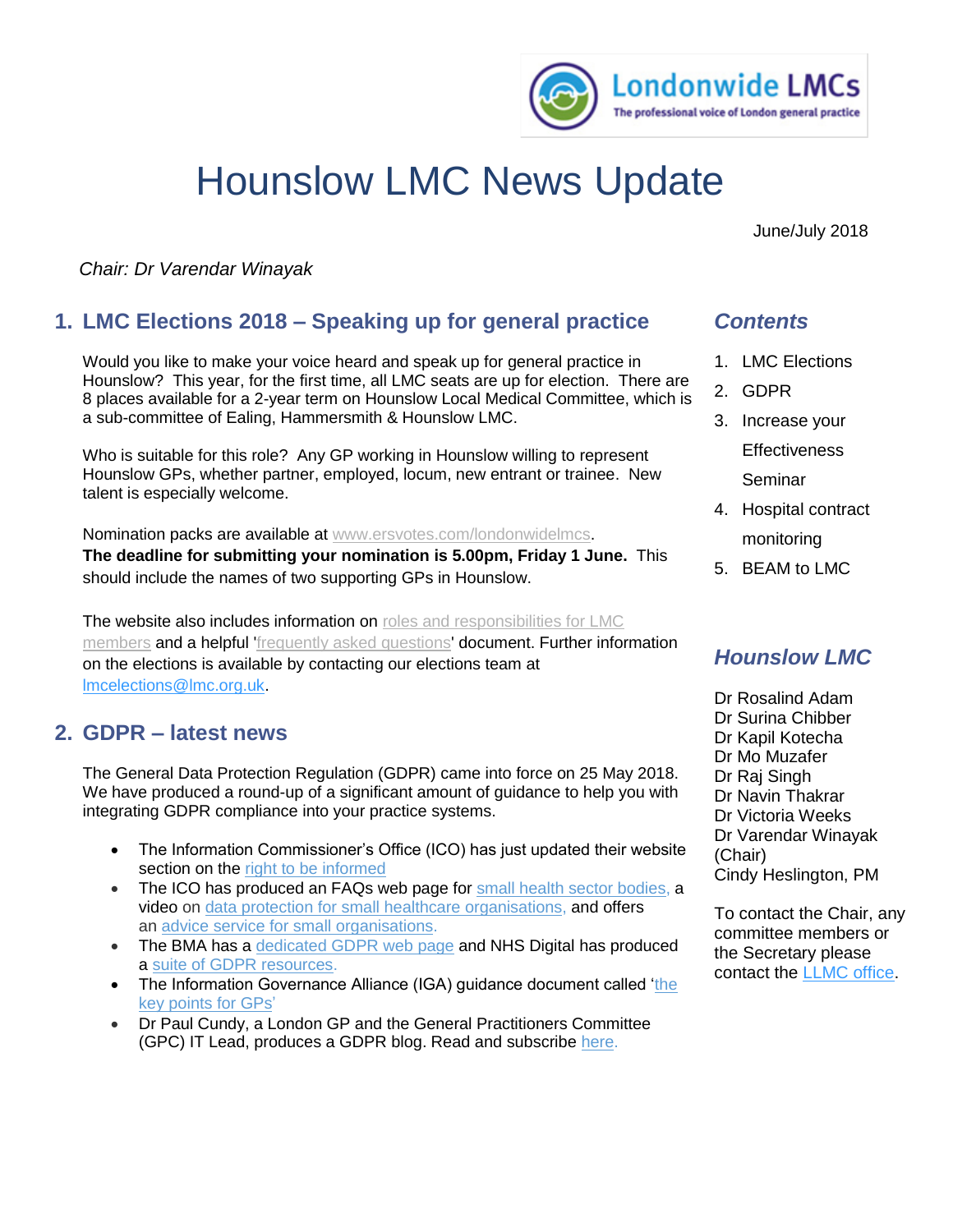Londonwide LMCs
The professional voice of London general practice

# Hounslow LMC News Update

June/July 2018

*Chair: Dr Varendar Winayak*

## 1. LMC Elections 2018 – Speaking up for general practice

Would you like to make your voice heard and speak up for general practice in Hounslow? This year, for the first time, all LMC seats are up for election. There are 8 places available for a 2-year term on Hounslow Local Medical Committee, which is a sub-committee of Ealing, Hammersmith & Hounslow LMC.

Who is suitable for this role? Any GP working in Hounslow willing to represent Hounslow GPs, whether partner, employed, locum, new entrant or trainee. New talent is especially welcome.

Nomination packs are available at www.ersvotes.com/londonwidelmcs.
**The deadline for submitting your nomination is 5.00pm, Friday 1 June.** This should include the names of two supporting GPs in Hounslow.

The website also includes information on roles and responsibilities for LMC members and a helpful 'frequently asked questions' document. Further information on the elections is available by contacting our elections team at lmcelections@lmc.org.uk.

## 2. GDPR – latest news

The General Data Protection Regulation (GDPR) came into force on 25 May 2018. We have produced a round-up of a significant amount of guidance to help you with integrating GDPR compliance into your practice systems.

- The Information Commissioner's Office (ICO) has just updated their website section on the right to be informed
- The ICO has produced an FAQs web page for small health sector bodies, a video on data protection for small healthcare organisations, and offers an advice service for small organisations.
- The BMA has a dedicated GDPR web page and NHS Digital has produced a suite of GDPR resources.
- The Information Governance Alliance (IGA) guidance document called 'the key points for GPs'
- Dr Paul Cundy, a London GP and the General Practitioners Committee (GPC) IT Lead, produces a GDPR blog. Read and subscribe here.

### *Contents*

1. LMC Elections
2. GDPR
3. Increase your Effectiveness Seminar
4. Hospital contract monitoring
5. BEAM to LMC

### *Hounslow LMC*

Dr Rosalind Adam
Dr Surina Chibber
Dr Kapil Kotecha
Dr Mo Muzafer
Dr Raj Singh
Dr Navin Thakrar
Dr Victoria Weeks
Dr Varendar Winayak (Chair)
Cindy Heslington, PM

To contact the Chair, any committee members or the Secretary please contact the LLMC office.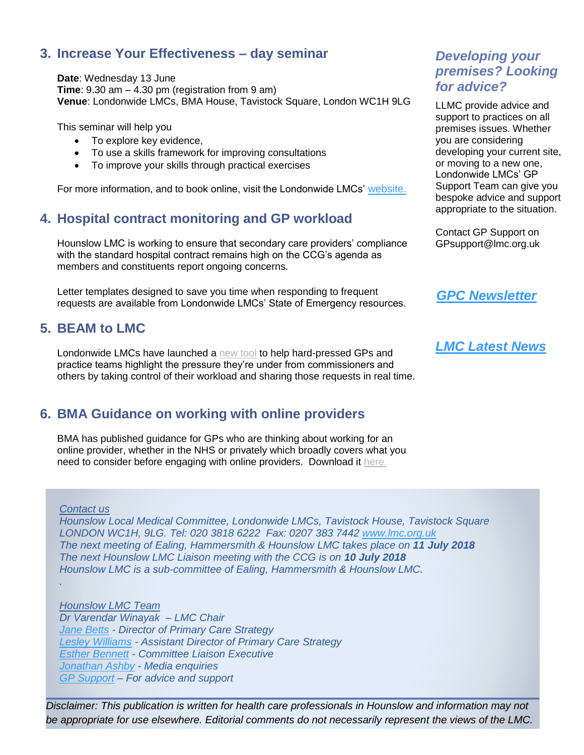## 3. Increase Your Effectiveness – day seminar

**Date**: Wednesday 13 June
**Time**: 9.30 am – 4.30 pm (registration from 9 am)
**Venue**: Londonwide LMCs, BMA House, Tavistock Square, London WC1H 9LG

This seminar will help you

- To explore key evidence,
- To use a skills framework for improving consultations
- To improve your skills through practical exercises

For more information, and to book online, visit the Londonwide LMCs' website.

## 4. Hospital contract monitoring and GP workload

Hounslow LMC is working to ensure that secondary care providers' compliance with the standard hospital contract remains high on the CCG's agenda as members and constituents report ongoing concerns.

Letter templates designed to save you time when responding to frequent requests are available from Londonwide LMCs' State of Emergency resources.

## 5. BEAM to LMC

Londonwide LMCs have launched a new tool to help hard-pressed GPs and practice teams highlight the pressure they're under from commissioners and others by taking control of their workload and sharing those requests in real time.

## 6. BMA Guidance on working with online providers

BMA has published guidance for GPs who are thinking about working for an online provider, whether in the NHS or privately which broadly covers what you need to consider before engaging with online providers. Download it here.

### *Developing your premises? Looking for advice?*

LLMC provide advice and support to practices on all premises issues. Whether you are considering developing your current site, or moving to a new one, Londonwide LMCs' GP Support Team can give you bespoke advice and support appropriate to the situation.

Contact GP Support on GPsupport@lmc.org.uk

***GPC Newsletter***

***LMC Latest News***

*Contact us*
*Hounslow Local Medical Committee, Londonwide LMCs, Tavistock House, Tavistock Square LONDON WC1H, 9LG. Tel: 020 3818 6222 Fax: 0207 383 7442 www.lmc.org.uk*
*The next meeting of Ealing, Hammersmith & Hounslow LMC takes place on **11 July 2018***
*The next Hounslow LMC Liaison meeting with the CCG is on **10 July 2018***
*Hounslow LMC is a sub-committee of Ealing, Hammersmith & Hounslow LMC.*

*Hounslow LMC Team*
*Dr Varendar Winayak – LMC Chair*
*Jane Betts - Director of Primary Care Strategy*
*Lesley Williams - Assistant Director of Primary Care Strategy*
*Esther Bennett - Committee Liaison Executive*
*Jonathan Ashby - Media enquiries*
*GP Support – For advice and support*

*Disclaimer: This publication is written for health care professionals in Hounslow and information may not be appropriate for use elsewhere. Editorial comments do not necessarily represent the views of the LMC.*